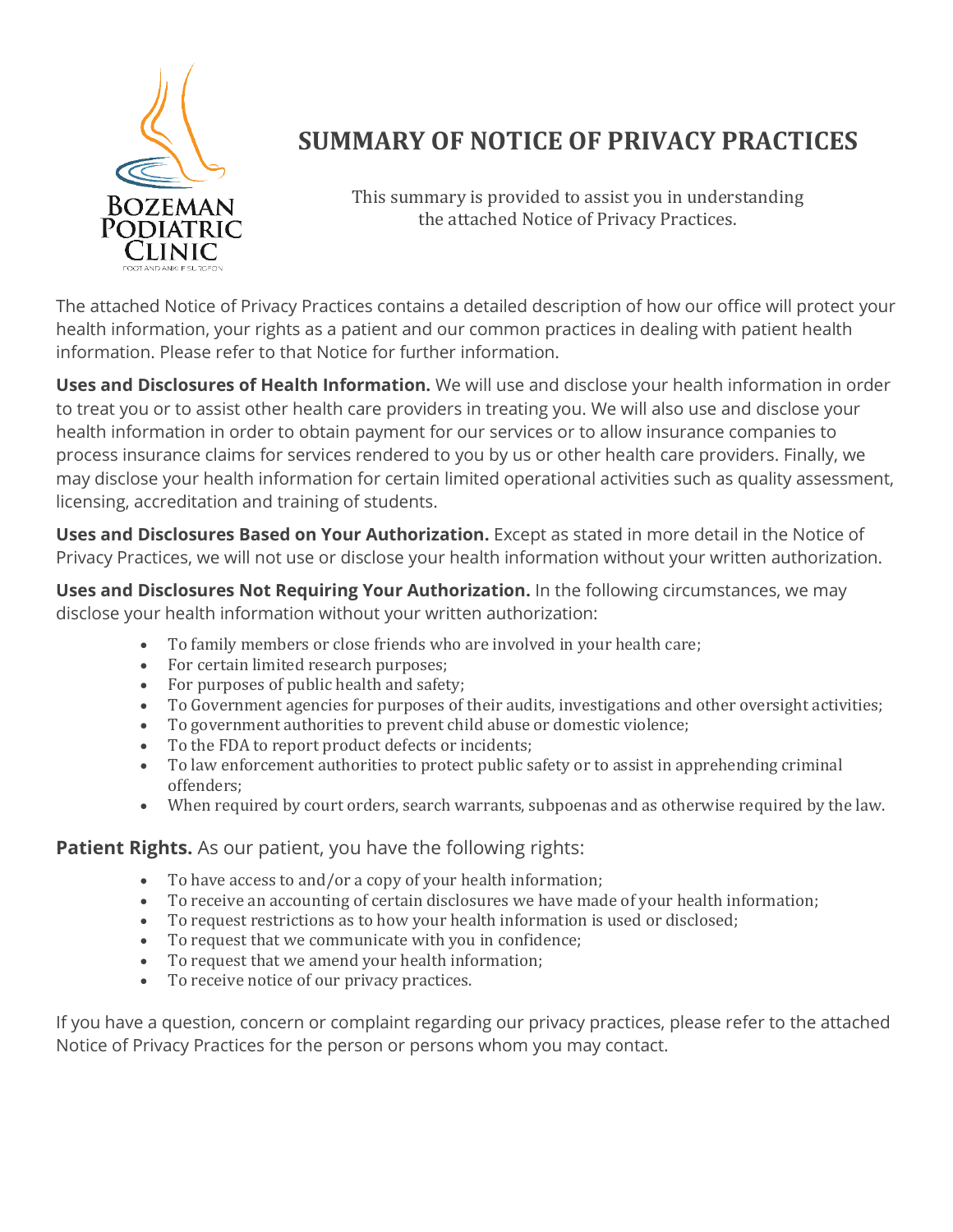BOZEMAN PODIATRIC CLINIC
FOOT AND ANKLE SURGEON

# SUMMARY OF NOTICE OF PRIVACY PRACTICES

This summary is provided to assist you in understanding the attached Notice of Privacy Practices.

The attached Notice of Privacy Practices contains a detailed description of how our office will protect your health information, your rights as a patient and our common practices in dealing with patient health information. Please refer to that Notice for further information.

**Uses and Disclosures of Health Information.** We will use and disclose your health information in order to treat you or to assist other health care providers in treating you. We will also use and disclose your health information in order to obtain payment for our services or to allow insurance companies to process insurance claims for services rendered to you by us or other health care providers. Finally, we may disclose your health information for certain limited operational activities such as quality assessment, licensing, accreditation and training of students.

**Uses and Disclosures Based on Your Authorization.** Except as stated in more detail in the Notice of Privacy Practices, we will not use or disclose your health information without your written authorization.

**Uses and Disclosures Not Requiring Your Authorization.** In the following circumstances, we may disclose your health information without your written authorization:

- To family members or close friends who are involved in your health care;
- For certain limited research purposes;
- For purposes of public health and safety;
- To Government agencies for purposes of their audits, investigations and other oversight activities;
- To government authorities to prevent child abuse or domestic violence;
- To the FDA to report product defects or incidents;
- To law enforcement authorities to protect public safety or to assist in apprehending criminal offenders;
- When required by court orders, search warrants, subpoenas and as otherwise required by the law.

**Patient Rights.** As our patient, you have the following rights:

- To have access to and/or a copy of your health information;
- To receive an accounting of certain disclosures we have made of your health information;
- To request restrictions as to how your health information is used or disclosed;
- To request that we communicate with you in confidence;
- To request that we amend your health information;
- To receive notice of our privacy practices.

If you have a question, concern or complaint regarding our privacy practices, please refer to the attached Notice of Privacy Practices for the person or persons whom you may contact.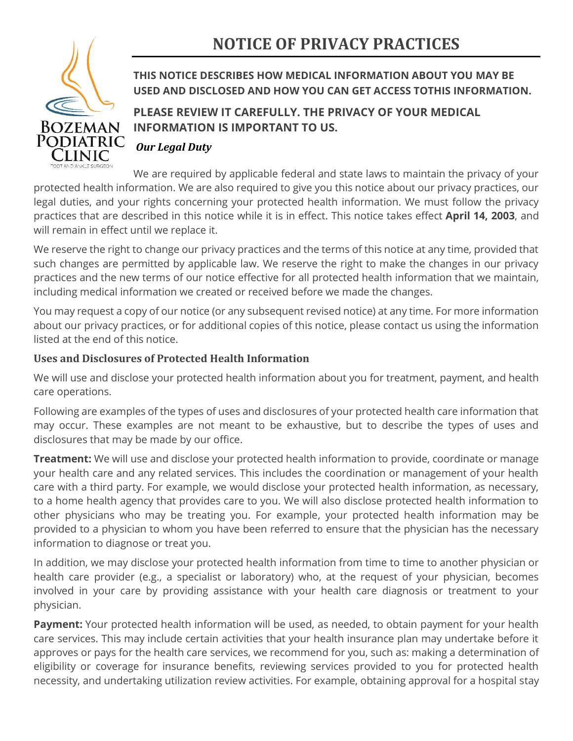# NOTICE OF PRIVACY PRACTICES

**THIS NOTICE DESCRIBES HOW MEDICAL INFORMATION ABOUT YOU MAY BE USED AND DISCLOSED AND HOW YOU CAN GET ACCESS TOTHIS INFORMATION.**

**PLEASE REVIEW IT CAREFULLY. THE PRIVACY OF YOUR MEDICAL INFORMATION IS IMPORTANT TO US.**

***Our Legal Duty***

We are required by applicable federal and state laws to maintain the privacy of your protected health information. We are also required to give you this notice about our privacy practices, our legal duties, and your rights concerning your protected health information. We must follow the privacy practices that are described in this notice while it is in effect. This notice takes effect **April 14, 2003**, and will remain in effect until we replace it.

We reserve the right to change our privacy practices and the terms of this notice at any time, provided that such changes are permitted by applicable law. We reserve the right to make the changes in our privacy practices and the new terms of our notice effective for all protected health information that we maintain, including medical information we created or received before we made the changes.

You may request a copy of our notice (or any subsequent revised notice) at any time. For more information about our privacy practices, or for additional copies of this notice, please contact us using the information listed at the end of this notice.

### Uses and Disclosures of Protected Health Information

We will use and disclose your protected health information about you for treatment, payment, and health care operations.

Following are examples of the types of uses and disclosures of your protected health care information that may occur. These examples are not meant to be exhaustive, but to describe the types of uses and disclosures that may be made by our office.

**Treatment:** We will use and disclose your protected health information to provide, coordinate or manage your health care and any related services. This includes the coordination or management of your health care with a third party. For example, we would disclose your protected health information, as necessary, to a home health agency that provides care to you. We will also disclose protected health information to other physicians who may be treating you. For example, your protected health information may be provided to a physician to whom you have been referred to ensure that the physician has the necessary information to diagnose or treat you.

In addition, we may disclose your protected health information from time to time to another physician or health care provider (e.g., a specialist or laboratory) who, at the request of your physician, becomes involved in your care by providing assistance with your health care diagnosis or treatment to your physician.

**Payment:** Your protected health information will be used, as needed, to obtain payment for your health care services. This may include certain activities that your health insurance plan may undertake before it approves or pays for the health care services, we recommend for you, such as: making a determination of eligibility or coverage for insurance benefits, reviewing services provided to you for protected health necessity, and undertaking utilization review activities. For example, obtaining approval for a hospital stay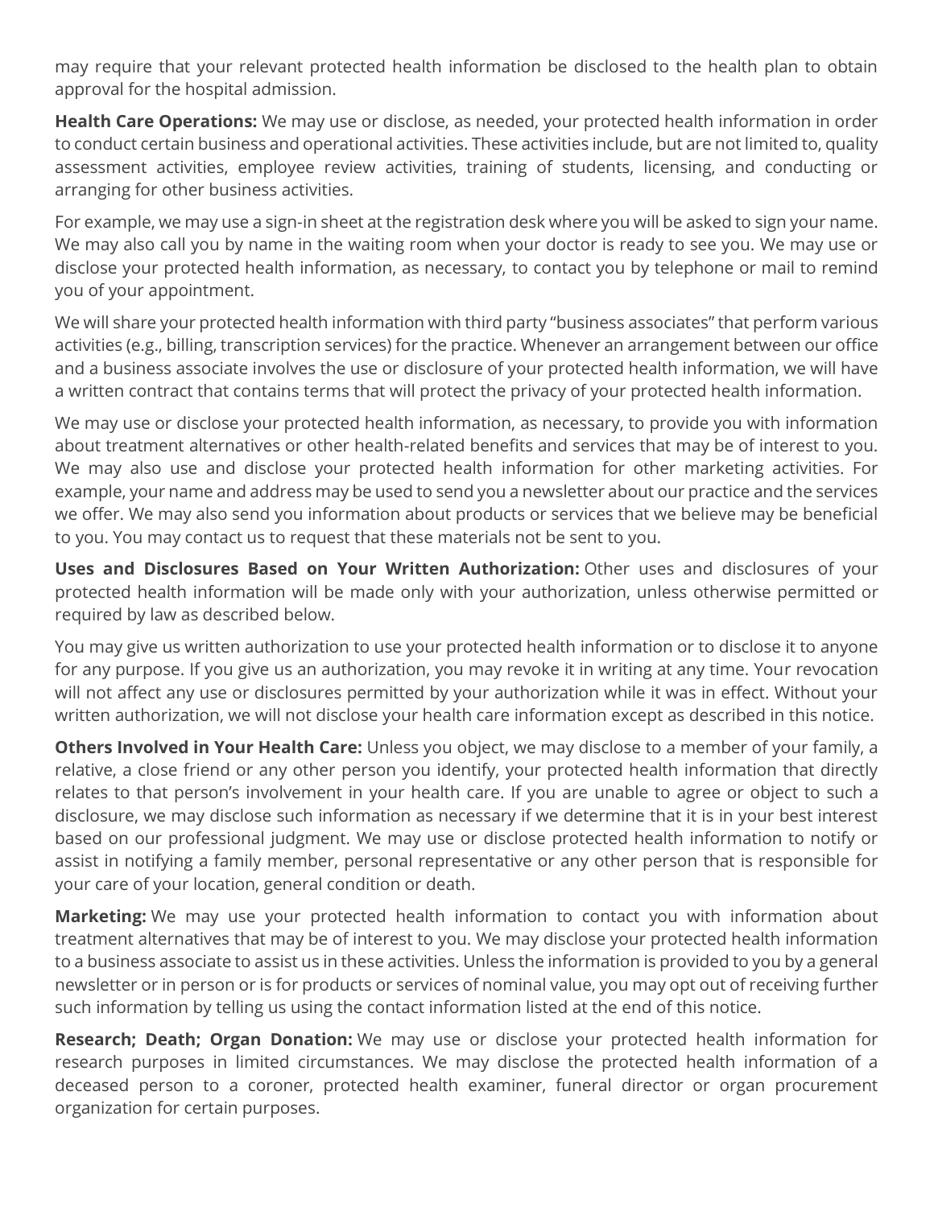may require that your relevant protected health information be disclosed to the health plan to obtain approval for the hospital admission.

**Health Care Operations:** We may use or disclose, as needed, your protected health information in order to conduct certain business and operational activities. These activities include, but are not limited to, quality assessment activities, employee review activities, training of students, licensing, and conducting or arranging for other business activities.

For example, we may use a sign-in sheet at the registration desk where you will be asked to sign your name. We may also call you by name in the waiting room when your doctor is ready to see you. We may use or disclose your protected health information, as necessary, to contact you by telephone or mail to remind you of your appointment.

We will share your protected health information with third party "business associates" that perform various activities (e.g., billing, transcription services) for the practice. Whenever an arrangement between our office and a business associate involves the use or disclosure of your protected health information, we will have a written contract that contains terms that will protect the privacy of your protected health information.

We may use or disclose your protected health information, as necessary, to provide you with information about treatment alternatives or other health-related benefits and services that may be of interest to you. We may also use and disclose your protected health information for other marketing activities. For example, your name and address may be used to send you a newsletter about our practice and the services we offer. We may also send you information about products or services that we believe may be beneficial to you. You may contact us to request that these materials not be sent to you.

**Uses and Disclosures Based on Your Written Authorization:** Other uses and disclosures of your protected health information will be made only with your authorization, unless otherwise permitted or required by law as described below.

You may give us written authorization to use your protected health information or to disclose it to anyone for any purpose. If you give us an authorization, you may revoke it in writing at any time. Your revocation will not affect any use or disclosures permitted by your authorization while it was in effect. Without your written authorization, we will not disclose your health care information except as described in this notice.

**Others Involved in Your Health Care:** Unless you object, we may disclose to a member of your family, a relative, a close friend or any other person you identify, your protected health information that directly relates to that person's involvement in your health care. If you are unable to agree or object to such a disclosure, we may disclose such information as necessary if we determine that it is in your best interest based on our professional judgment. We may use or disclose protected health information to notify or assist in notifying a family member, personal representative or any other person that is responsible for your care of your location, general condition or death.

**Marketing:** We may use your protected health information to contact you with information about treatment alternatives that may be of interest to you. We may disclose your protected health information to a business associate to assist us in these activities. Unless the information is provided to you by a general newsletter or in person or is for products or services of nominal value, you may opt out of receiving further such information by telling us using the contact information listed at the end of this notice.

**Research; Death; Organ Donation:** We may use or disclose your protected health information for research purposes in limited circumstances. We may disclose the protected health information of a deceased person to a coroner, protected health examiner, funeral director or organ procurement organization for certain purposes.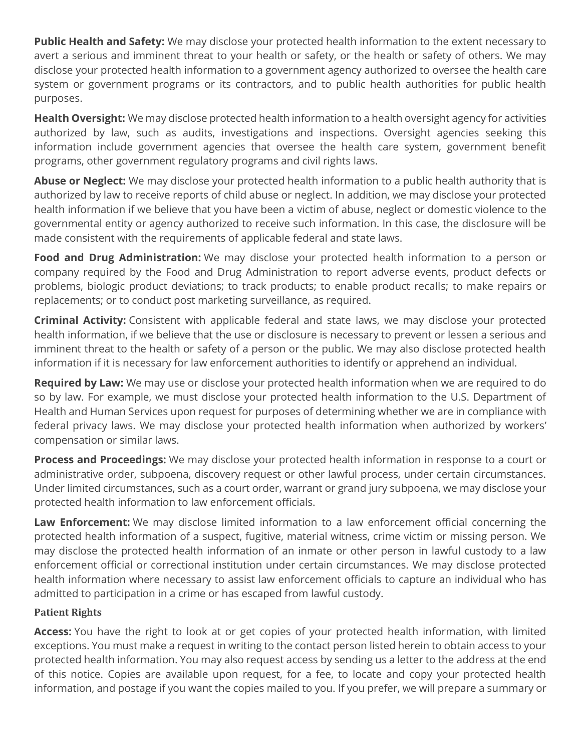**Public Health and Safety:** We may disclose your protected health information to the extent necessary to avert a serious and imminent threat to your health or safety, or the health or safety of others. We may disclose your protected health information to a government agency authorized to oversee the health care system or government programs or its contractors, and to public health authorities for public health purposes.

**Health Oversight:** We may disclose protected health information to a health oversight agency for activities authorized by law, such as audits, investigations and inspections. Oversight agencies seeking this information include government agencies that oversee the health care system, government benefit programs, other government regulatory programs and civil rights laws.

**Abuse or Neglect:** We may disclose your protected health information to a public health authority that is authorized by law to receive reports of child abuse or neglect. In addition, we may disclose your protected health information if we believe that you have been a victim of abuse, neglect or domestic violence to the governmental entity or agency authorized to receive such information. In this case, the disclosure will be made consistent with the requirements of applicable federal and state laws.

**Food and Drug Administration:** We may disclose your protected health information to a person or company required by the Food and Drug Administration to report adverse events, product defects or problems, biologic product deviations; to track products; to enable product recalls; to make repairs or replacements; or to conduct post marketing surveillance, as required.

**Criminal Activity:** Consistent with applicable federal and state laws, we may disclose your protected health information, if we believe that the use or disclosure is necessary to prevent or lessen a serious and imminent threat to the health or safety of a person or the public. We may also disclose protected health information if it is necessary for law enforcement authorities to identify or apprehend an individual.

**Required by Law:** We may use or disclose your protected health information when we are required to do so by law. For example, we must disclose your protected health information to the U.S. Department of Health and Human Services upon request for purposes of determining whether we are in compliance with federal privacy laws. We may disclose your protected health information when authorized by workers' compensation or similar laws.

**Process and Proceedings:** We may disclose your protected health information in response to a court or administrative order, subpoena, discovery request or other lawful process, under certain circumstances. Under limited circumstances, such as a court order, warrant or grand jury subpoena, we may disclose your protected health information to law enforcement officials.

**Law Enforcement:** We may disclose limited information to a law enforcement official concerning the protected health information of a suspect, fugitive, material witness, crime victim or missing person. We may disclose the protected health information of an inmate or other person in lawful custody to a law enforcement official or correctional institution under certain circumstances. We may disclose protected health information where necessary to assist law enforcement officials to capture an individual who has admitted to participation in a crime or has escaped from lawful custody.

### Patient Rights

**Access:** You have the right to look at or get copies of your protected health information, with limited exceptions. You must make a request in writing to the contact person listed herein to obtain access to your protected health information. You may also request access by sending us a letter to the address at the end of this notice. Copies are available upon request, for a fee, to locate and copy your protected health information, and postage if you want the copies mailed to you. If you prefer, we will prepare a summary or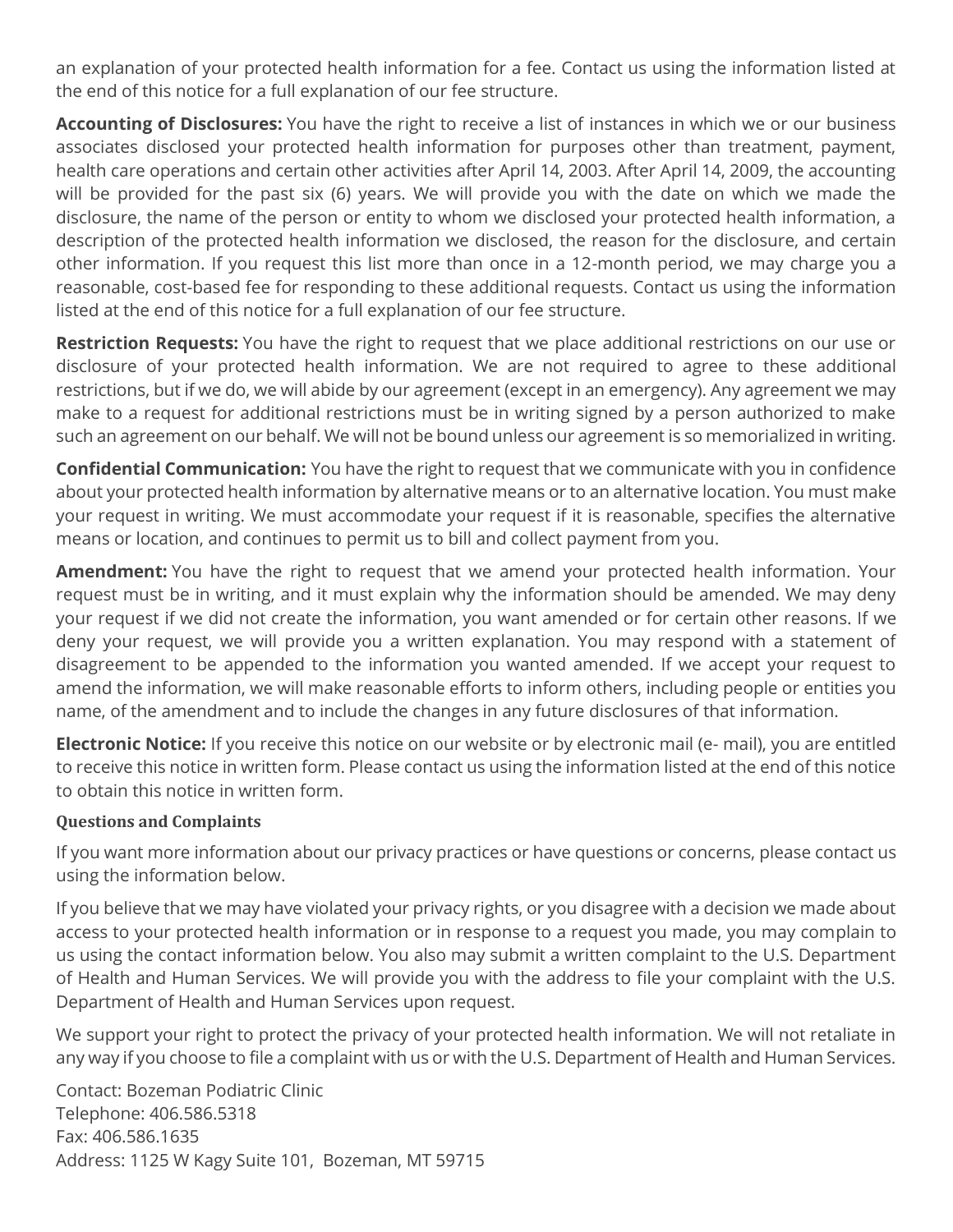an explanation of your protected health information for a fee. Contact us using the information listed at the end of this notice for a full explanation of our fee structure.

**Accounting of Disclosures:** You have the right to receive a list of instances in which we or our business associates disclosed your protected health information for purposes other than treatment, payment, health care operations and certain other activities after April 14, 2003. After April 14, 2009, the accounting will be provided for the past six (6) years. We will provide you with the date on which we made the disclosure, the name of the person or entity to whom we disclosed your protected health information, a description of the protected health information we disclosed, the reason for the disclosure, and certain other information. If you request this list more than once in a 12-month period, we may charge you a reasonable, cost-based fee for responding to these additional requests. Contact us using the information listed at the end of this notice for a full explanation of our fee structure.

**Restriction Requests:** You have the right to request that we place additional restrictions on our use or disclosure of your protected health information. We are not required to agree to these additional restrictions, but if we do, we will abide by our agreement (except in an emergency). Any agreement we may make to a request for additional restrictions must be in writing signed by a person authorized to make such an agreement on our behalf. We will not be bound unless our agreement is so memorialized in writing.

**Confidential Communication:** You have the right to request that we communicate with you in confidence about your protected health information by alternative means or to an alternative location. You must make your request in writing. We must accommodate your request if it is reasonable, specifies the alternative means or location, and continues to permit us to bill and collect payment from you.

**Amendment:** You have the right to request that we amend your protected health information. Your request must be in writing, and it must explain why the information should be amended. We may deny your request if we did not create the information, you want amended or for certain other reasons. If we deny your request, we will provide you a written explanation. You may respond with a statement of disagreement to be appended to the information you wanted amended. If we accept your request to amend the information, we will make reasonable efforts to inform others, including people or entities you name, of the amendment and to include the changes in any future disclosures of that information.

**Electronic Notice:** If you receive this notice on our website or by electronic mail (e- mail), you are entitled to receive this notice in written form. Please contact us using the information listed at the end of this notice to obtain this notice in written form.

### Questions and Complaints

If you want more information about our privacy practices or have questions or concerns, please contact us using the information below.

If you believe that we may have violated your privacy rights, or you disagree with a decision we made about access to your protected health information or in response to a request you made, you may complain to us using the contact information below. You also may submit a written complaint to the U.S. Department of Health and Human Services. We will provide you with the address to file your complaint with the U.S. Department of Health and Human Services upon request.

We support your right to protect the privacy of your protected health information. We will not retaliate in any way if you choose to file a complaint with us or with the U.S. Department of Health and Human Services.

Contact: Bozeman Podiatric Clinic
Telephone: 406.586.5318
Fax: 406.586.1635
Address: 1125 W Kagy Suite 101, Bozeman, MT 59715